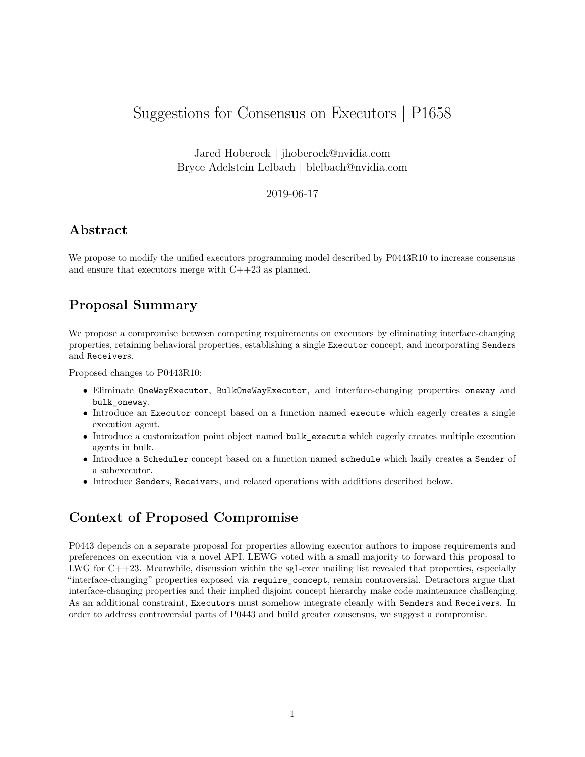# Suggestions for Consensus on Executors | P1658

Jared Hoberock | jhoberock@nvidia.com
Bryce Adelstein Lelbach | blelbach@nvidia.com

2019-06-17

## Abstract

We propose to modify the unified executors programming model described by P0443R10 to increase consensus and ensure that executors merge with C++23 as planned.

## Proposal Summary

We propose a compromise between competing requirements on executors by eliminating interface-changing properties, retaining behavioral properties, establishing a single `Executor` concept, and incorporating `Sender`s and `Receiver`s.

Proposed changes to P0443R10:

- Eliminate `OneWayExecutor`, `BulkOneWayExecutor`, and interface-changing properties `oneway` and `bulk_oneway`.
- Introduce an `Executor` concept based on a function named `execute` which eagerly creates a single execution agent.
- Introduce a customization point object named `bulk_execute` which eagerly creates multiple execution agents in bulk.
- Introduce a `Scheduler` concept based on a function named `schedule` which lazily creates a `Sender` of a subexecutor.
- Introduce `Sender`s, `Receiver`s, and related operations with additions described below.

## Context of Proposed Compromise

P0443 depends on a separate proposal for properties allowing executor authors to impose requirements and preferences on execution via a novel API. LEWG voted with a small majority to forward this proposal to LWG for C++23. Meanwhile, discussion within the sg1-exec mailing list revealed that properties, especially "interface-changing" properties exposed via `require_concept`, remain controversial. Detractors argue that interface-changing properties and their implied disjoint concept hierarchy make code maintenance challenging. As an additional constraint, `Executor`s must somehow integrate cleanly with `Sender`s and `Receiver`s. In order to address controversial parts of P0443 and build greater consensus, we suggest a compromise.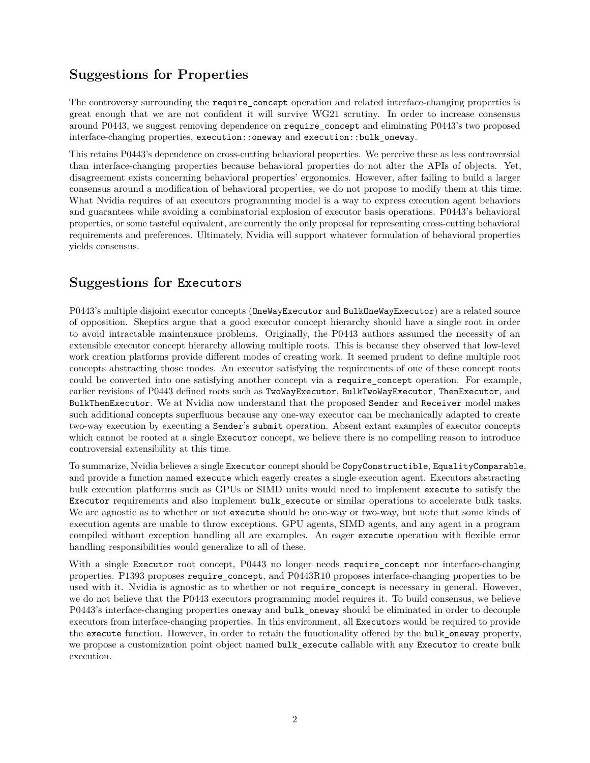## Suggestions for Properties

The controversy surrounding the `require_concept` operation and related interface-changing properties is great enough that we are not confident it will survive WG21 scrutiny. In order to increase consensus around P0443, we suggest removing dependence on `require_concept` and eliminating P0443's two proposed interface-changing properties, `execution::oneway` and `execution::bulk_oneway`.

This retains P0443's dependence on cross-cutting behavioral properties. We perceive these as less controversial than interface-changing properties because behavioral properties do not alter the APIs of objects. Yet, disagreement exists concerning behavioral properties' ergonomics. However, after failing to build a larger consensus around a modification of behavioral properties, we do not propose to modify them at this time. What Nvidia requires of an executors programming model is a way to express execution agent behaviors and guarantees while avoiding a combinatorial explosion of executor basis operations. P0443's behavioral properties, or some tasteful equivalent, are currently the only proposal for representing cross-cutting behavioral requirements and preferences. Ultimately, Nvidia will support whatever formulation of behavioral properties yields consensus.

## Suggestions for `Executors`

P0443's multiple disjoint executor concepts (`OneWayExecutor` and `BulkOneWayExecutor`) are a related source of opposition. Skeptics argue that a good executor concept hierarchy should have a single root in order to avoid intractable maintenance problems. Originally, the P0443 authors assumed the necessity of an extensible executor concept hierarchy allowing multiple roots. This is because they observed that low-level work creation platforms provide different modes of creating work. It seemed prudent to define multiple root concepts abstracting those modes. An executor satisfying the requirements of one of these concept roots could be converted into one satisfying another concept via a `require_concept` operation. For example, earlier revisions of P0443 defined roots such as `TwoWayExecutor`, `BulkTwoWayExecutor`, `ThenExecutor`, and `BulkThenExecutor`. We at Nvidia now understand that the proposed `Sender` and `Receiver` model makes such additional concepts superfluous because any one-way executor can be mechanically adapted to create two-way execution by executing a `Sender`'s `submit` operation. Absent extant examples of executor concepts which cannot be rooted at a single `Executor` concept, we believe there is no compelling reason to introduce controversial extensibility at this time.

To summarize, Nvidia believes a single `Executor` concept should be `CopyConstructible`, `EqualityComparable`, and provide a function named `execute` which eagerly creates a single execution agent. Executors abstracting bulk execution platforms such as GPUs or SIMD units would need to implement `execute` to satisfy the `Executor` requirements and also implement `bulk_execute` or similar operations to accelerate bulk tasks. We are agnostic as to whether or not `execute` should be one-way or two-way, but note that some kinds of execution agents are unable to throw exceptions. GPU agents, SIMD agents, and any agent in a program compiled without exception handling all are examples. An eager `execute` operation with flexible error handling responsibilities would generalize to all of these.

With a single `Executor` root concept, P0443 no longer needs `require_concept` nor interface-changing properties. P1393 proposes `require_concept`, and P0443R10 proposes interface-changing properties to be used with it. Nvidia is agnostic as to whether or not `require_concept` is necessary in general. However, we do not believe that the P0443 executors programming model requires it. To build consensus, we believe P0443's interface-changing properties `oneway` and `bulk_oneway` should be eliminated in order to decouple executors from interface-changing properties. In this environment, all `Executor`s would be required to provide the `execute` function. However, in order to retain the functionality offered by the `bulk_oneway` property, we propose a customization point object named `bulk_execute` callable with any `Executor` to create bulk execution.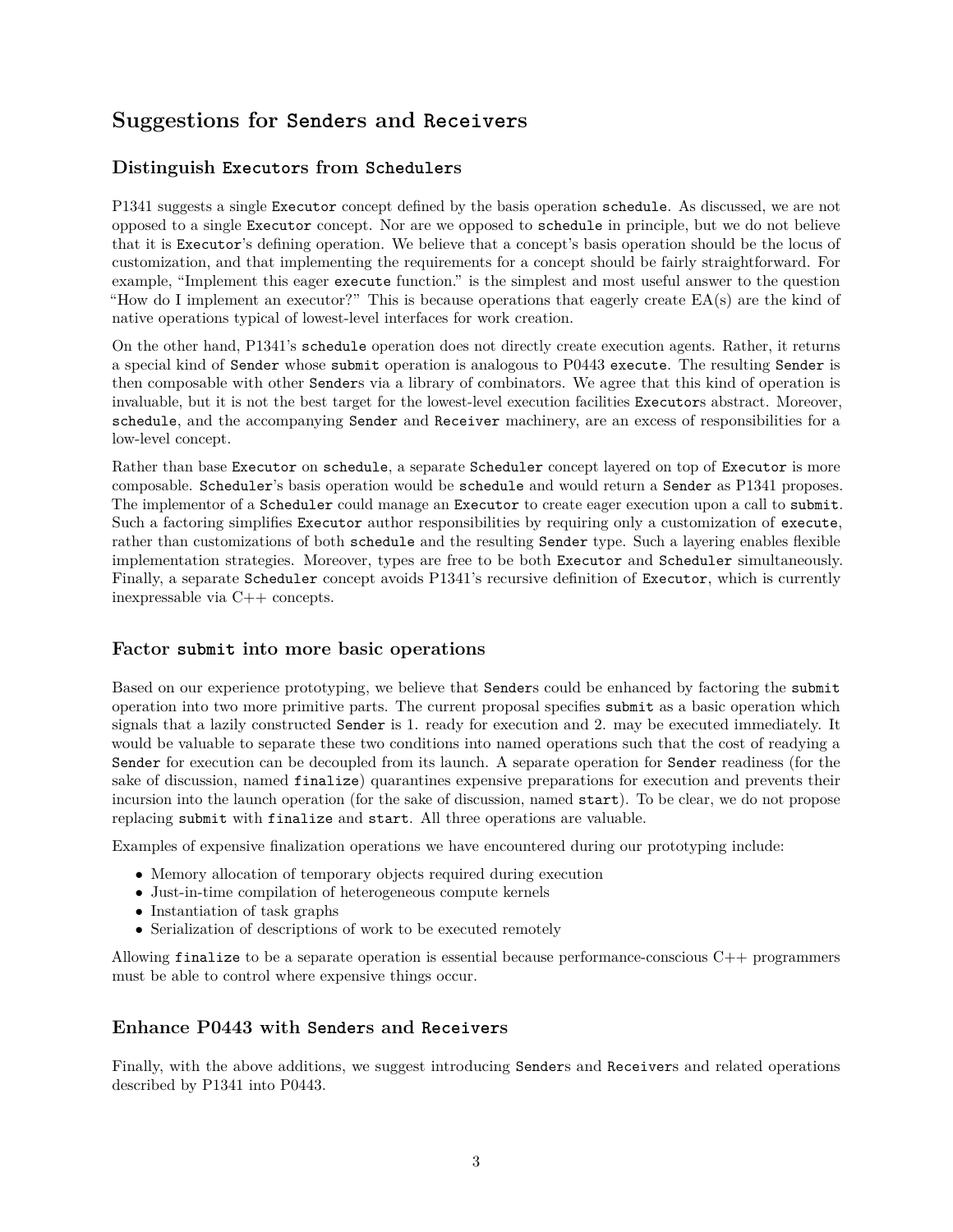## Suggestions for `Senders` and `Receivers`

### Distinguish `Executors` from `Schedulers`

P1341 suggests a single `Executor` concept defined by the basis operation `schedule`. As discussed, we are not opposed to a single `Executor` concept. Nor are we opposed to `schedule` in principle, but we do not believe that it is `Executor`'s defining operation. We believe that a concept's basis operation should be the locus of customization, and that implementing the requirements for a concept should be fairly straightforward. For example, "Implement this eager `execute` function." is the simplest and most useful answer to the question "How do I implement an executor?" This is because operations that eagerly create EA(s) are the kind of native operations typical of lowest-level interfaces for work creation.

On the other hand, P1341's `schedule` operation does not directly create execution agents. Rather, it returns a special kind of `Sender` whose `submit` operation is analogous to P0443 `execute`. The resulting `Sender` is then composable with other `Sender`s via a library of combinators. We agree that this kind of operation is invaluable, but it is not the best target for the lowest-level execution facilities `Executor`s abstract. Moreover, `schedule`, and the accompanying `Sender` and `Receiver` machinery, are an excess of responsibilities for a low-level concept.

Rather than base `Executor` on `schedule`, a separate `Scheduler` concept layered on top of `Executor` is more composable. `Scheduler`'s basis operation would be `schedule` and would return a `Sender` as P1341 proposes. The implementor of a `Scheduler` could manage an `Executor` to create eager execution upon a call to `submit`. Such a factoring simplifies `Executor` author responsibilities by requiring only a customization of `execute`, rather than customizations of both `schedule` and the resulting `Sender` type. Such a layering enables flexible implementation strategies. Moreover, types are free to be both `Executor` and `Scheduler` simultaneously. Finally, a separate `Scheduler` concept avoids P1341's recursive definition of `Executor`, which is currently inexpressable via C++ concepts.

### Factor `submit` into more basic operations

Based on our experience prototyping, we believe that `Sender`s could be enhanced by factoring the `submit` operation into two more primitive parts. The current proposal specifies `submit` as a basic operation which signals that a lazily constructed `Sender` is 1. ready for execution and 2. may be executed immediately. It would be valuable to separate these two conditions into named operations such that the cost of readying a `Sender` for execution can be decoupled from its launch. A separate operation for `Sender` readiness (for the sake of discussion, named `finalize`) quarantines expensive preparations for execution and prevents their incursion into the launch operation (for the sake of discussion, named `start`). To be clear, we do not propose replacing `submit` with `finalize` and `start`. All three operations are valuable.

Examples of expensive finalization operations we have encountered during our prototyping include:

- Memory allocation of temporary objects required during execution
- Just-in-time compilation of heterogeneous compute kernels
- Instantiation of task graphs
- Serialization of descriptions of work to be executed remotely

Allowing `finalize` to be a separate operation is essential because performance-conscious C++ programmers must be able to control where expensive things occur.

### Enhance P0443 with `Senders` and `Receivers`

Finally, with the above additions, we suggest introducing `Sender`s and `Receiver`s and related operations described by P1341 into P0443.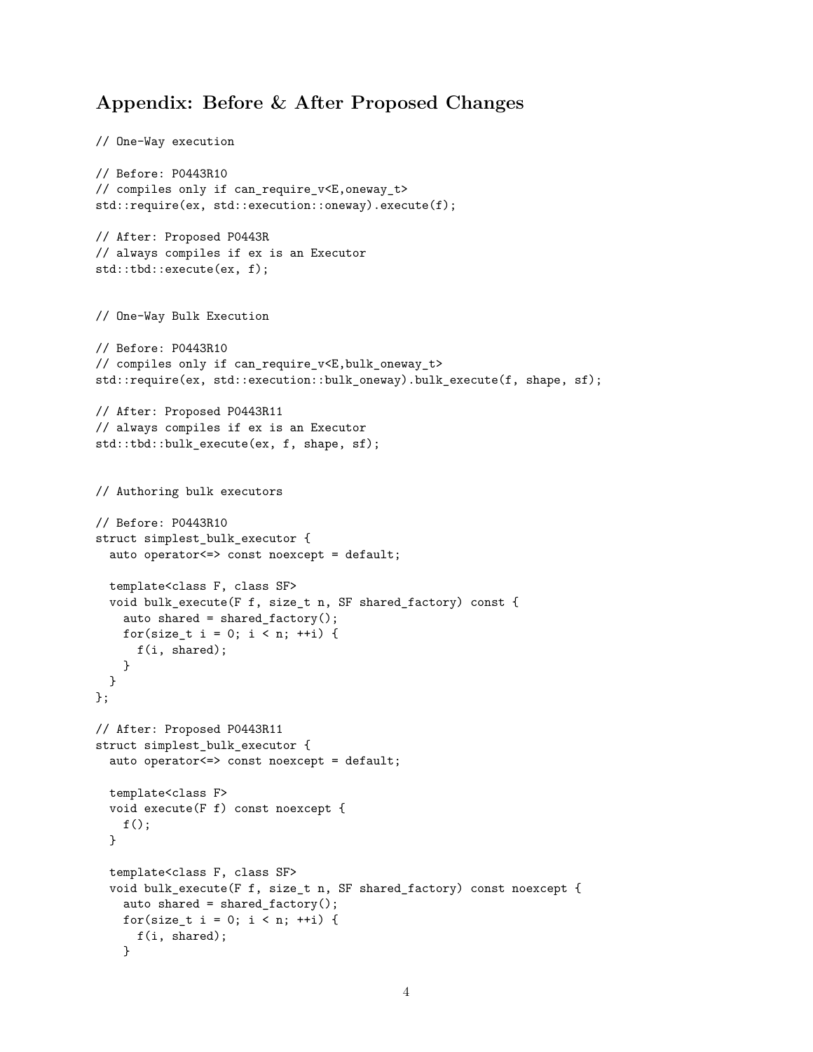## Appendix: Before & After Proposed Changes

```
// One-Way execution

// Before: P0443R10
// compiles only if can_require_v<E,oneway_t>
std::require(ex, std::execution::oneway).execute(f);

// After: Proposed P0443R
// always compiles if ex is an Executor
std::tbd::execute(ex, f);


// One-Way Bulk Execution

// Before: P0443R10
// compiles only if can_require_v<E,bulk_oneway_t>
std::require(ex, std::execution::bulk_oneway).bulk_execute(f, shape, sf);

// After: Proposed P0443R11
// always compiles if ex is an Executor
std::tbd::bulk_execute(ex, f, shape, sf);


// Authoring bulk executors

// Before: P0443R10
struct simplest_bulk_executor {
  auto operator<=> const noexcept = default;

  template<class F, class SF>
  void bulk_execute(F f, size_t n, SF shared_factory) const {
    auto shared = shared_factory();
    for(size_t i = 0; i < n; ++i) {
      f(i, shared);
    }
  }
};

// After: Proposed P0443R11
struct simplest_bulk_executor {
  auto operator<=> const noexcept = default;

  template<class F>
  void execute(F f) const noexcept {
    f();
  }

  template<class F, class SF>
  void bulk_execute(F f, size_t n, SF shared_factory) const noexcept {
    auto shared = shared_factory();
    for(size_t i = 0; i < n; ++i) {
      f(i, shared);
    }
```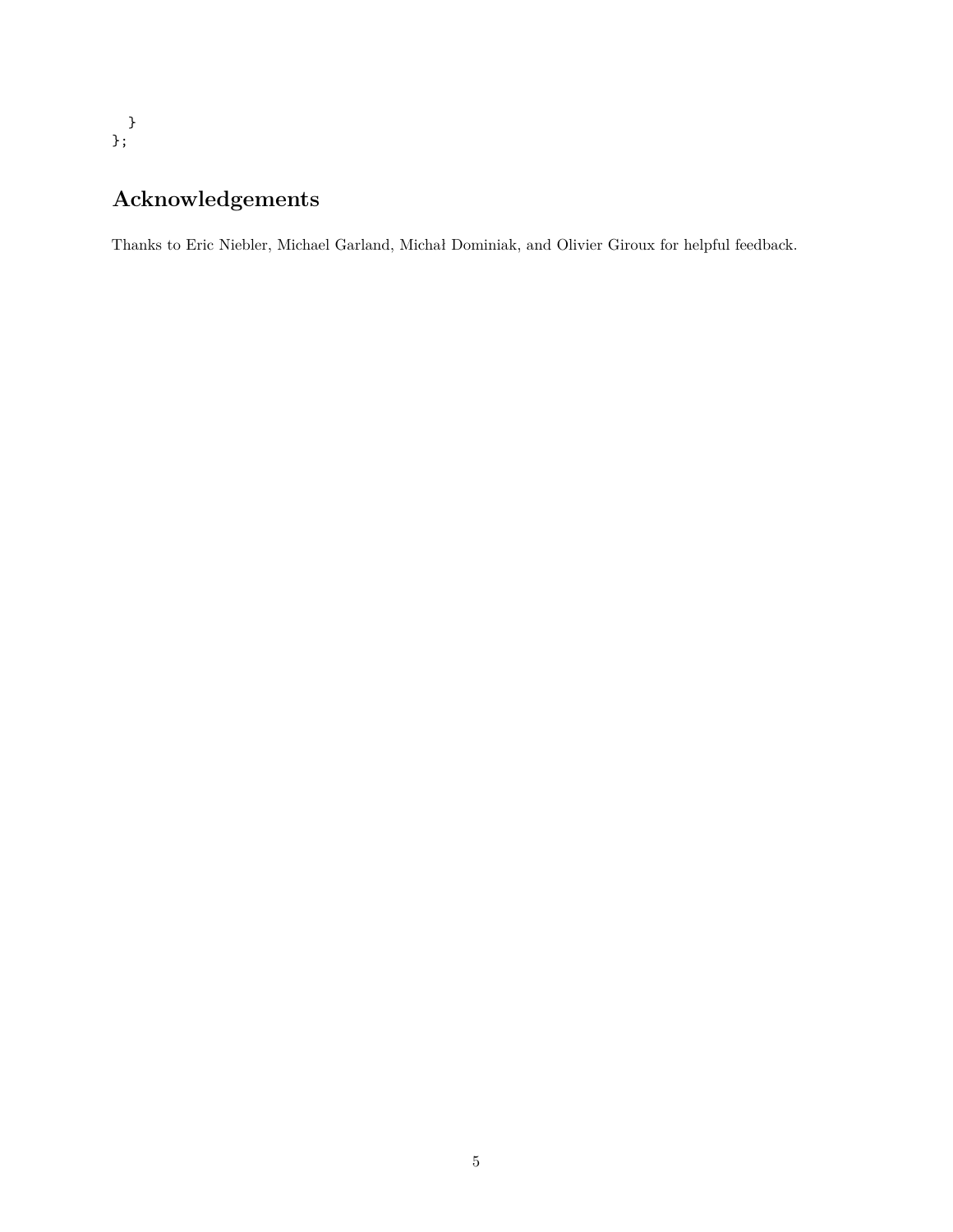```
  }
};
```

## Acknowledgements

Thanks to Eric Niebler, Michael Garland, Michał Dominiak, and Olivier Giroux for helpful feedback.